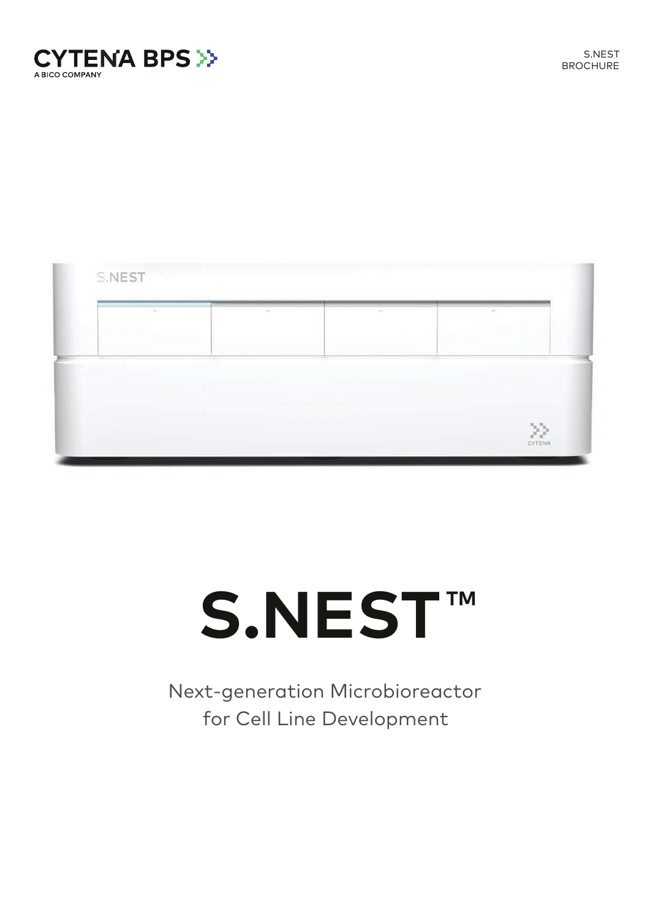CYTENA BPS

A BICO COMPANY

S.NEST BROCHURE

# S.NEST™

Next-generation Microbioreactor for Cell Line Development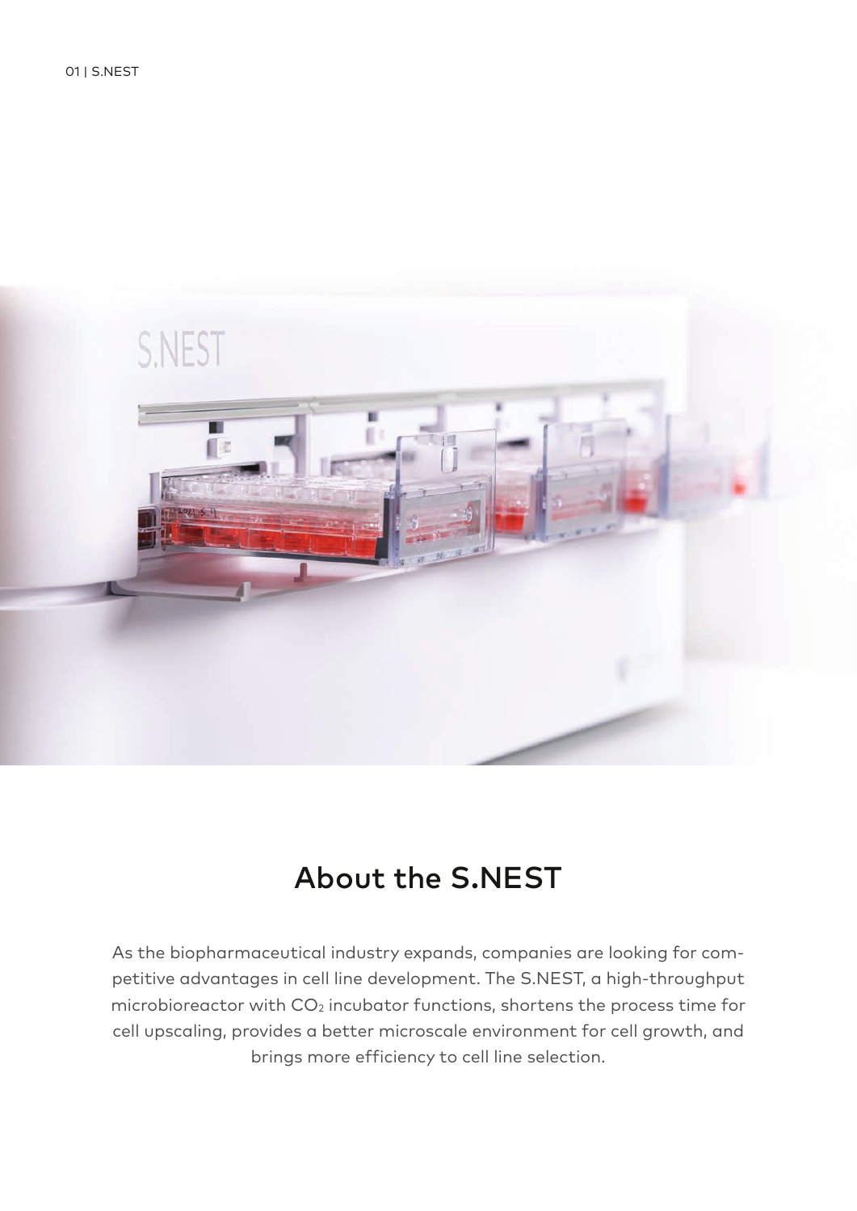## About the S.NEST

As the biopharmaceutical industry expands, companies are looking for competitive advantages in cell line development. The S.NEST, a high-throughput microbioreactor with $CO_2$ incubator functions, shortens the process time for cell upscaling, provides a better microscale environment for cell growth, and brings more efficiency to cell line selection.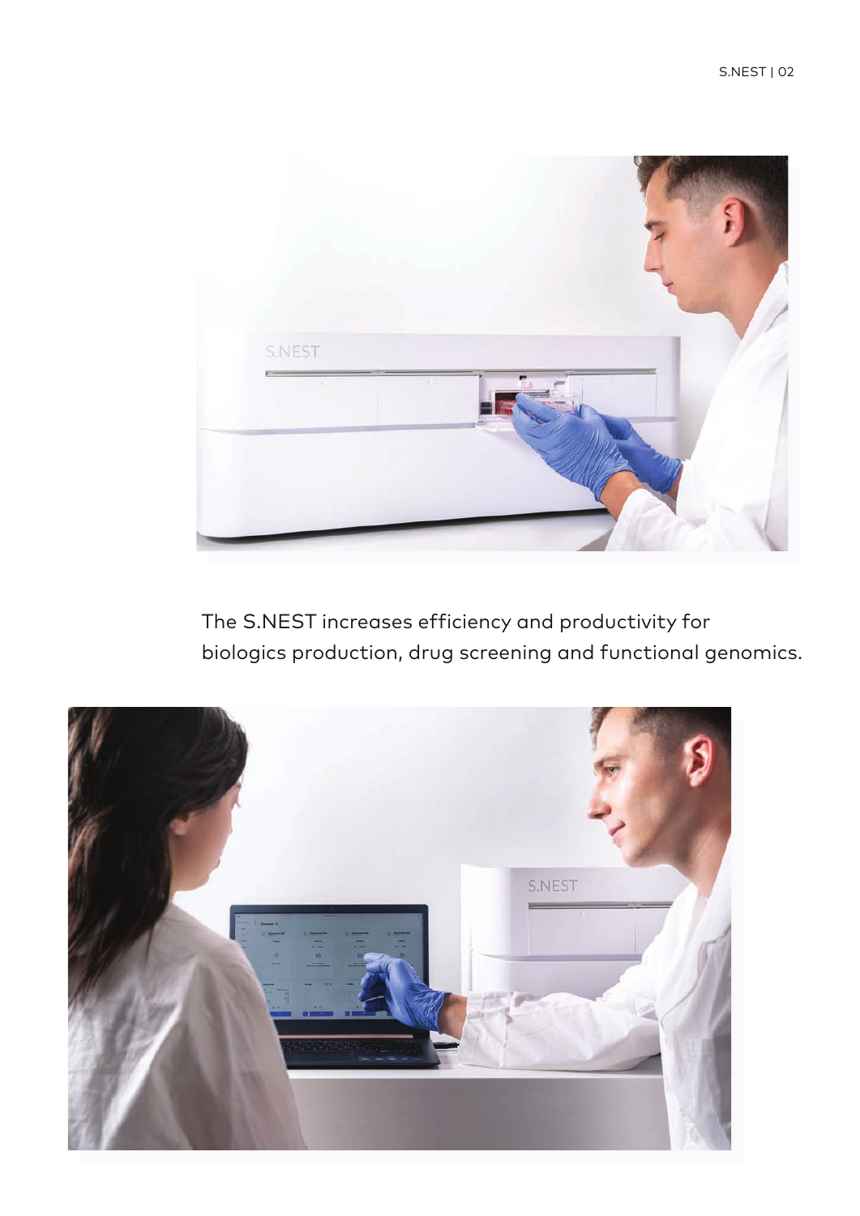The S.NEST increases efficiency and productivity for biologics production, drug screening and functional genomics.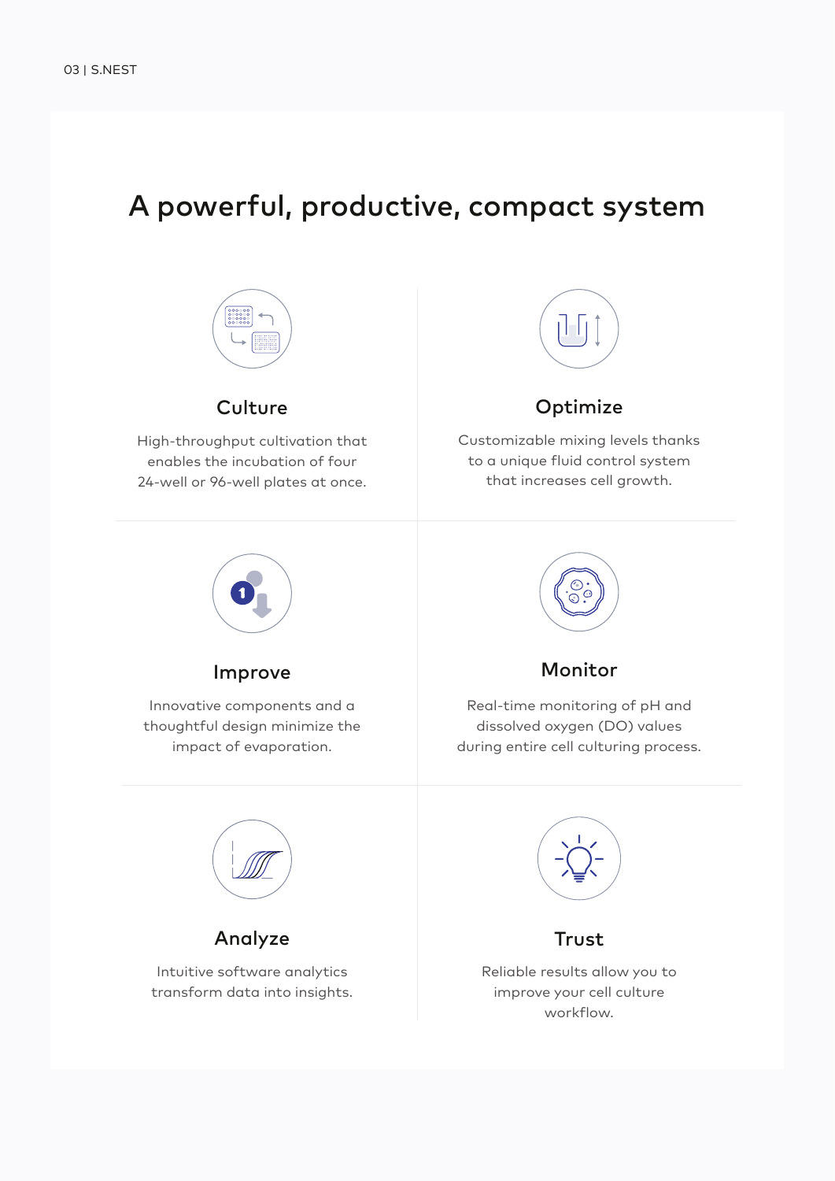# A powerful, productive, compact system

### Culture

High-throughput cultivation that enables the incubation of four 24-well or 96-well plates at once.

### Optimize

Customizable mixing levels thanks to a unique fluid control system that increases cell growth.

### Improve

Innovative components and a thoughtful design minimize the impact of evaporation.

### Monitor

Real-time monitoring of pH and dissolved oxygen (DO) values during entire cell culturing process.

### Analyze

Intuitive software analytics transform data into insights.

### Trust

Reliable results allow you to improve your cell culture workflow.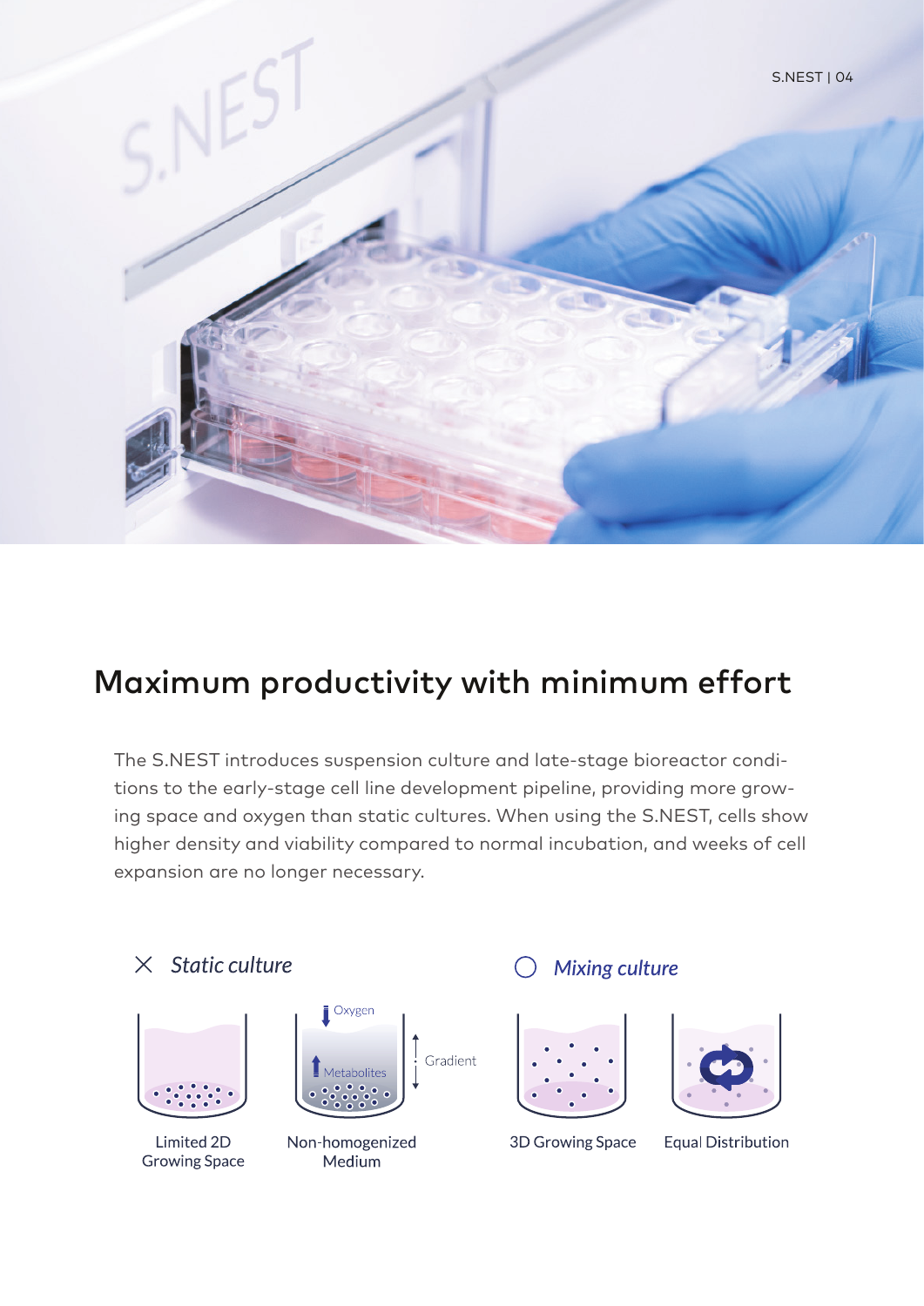## Maximum productivity with minimum effort

The S.NEST introduces suspension culture and late-stage bioreactor conditions to the early-stage cell line development pipeline, providing more growing space and oxygen than static cultures. When using the S.NEST, cells show higher density and viability compared to normal incubation, and weeks of cell expansion are no longer necessary.

× *Static culture*

Oxygen

Metabolites

Gradient

Limited 2D Growing Space

Non-homogenized Medium

○ *Mixing culture*

3D Growing Space

Equal Distribution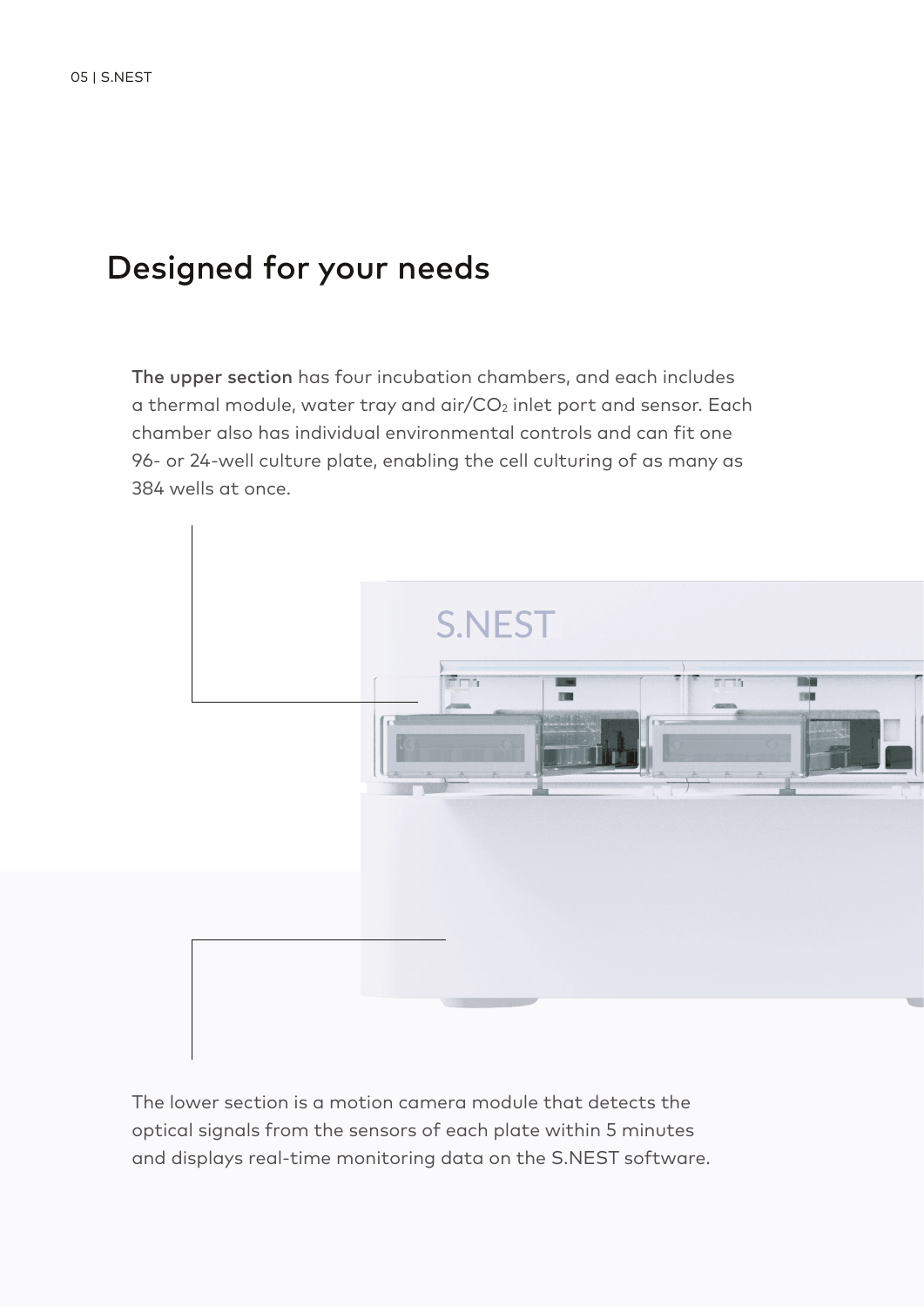## Designed for your needs

**The upper section** has four incubation chambers, and each includes a thermal module, water tray and air/$CO_2$ inlet port and sensor. Each chamber also has individual environmental controls and can fit one 96- or 24-well culture plate, enabling the cell culturing of as many as 384 wells at once.

The lower section is a motion camera module that detects the optical signals from the sensors of each plate within 5 minutes and displays real-time monitoring data on the S.NEST software.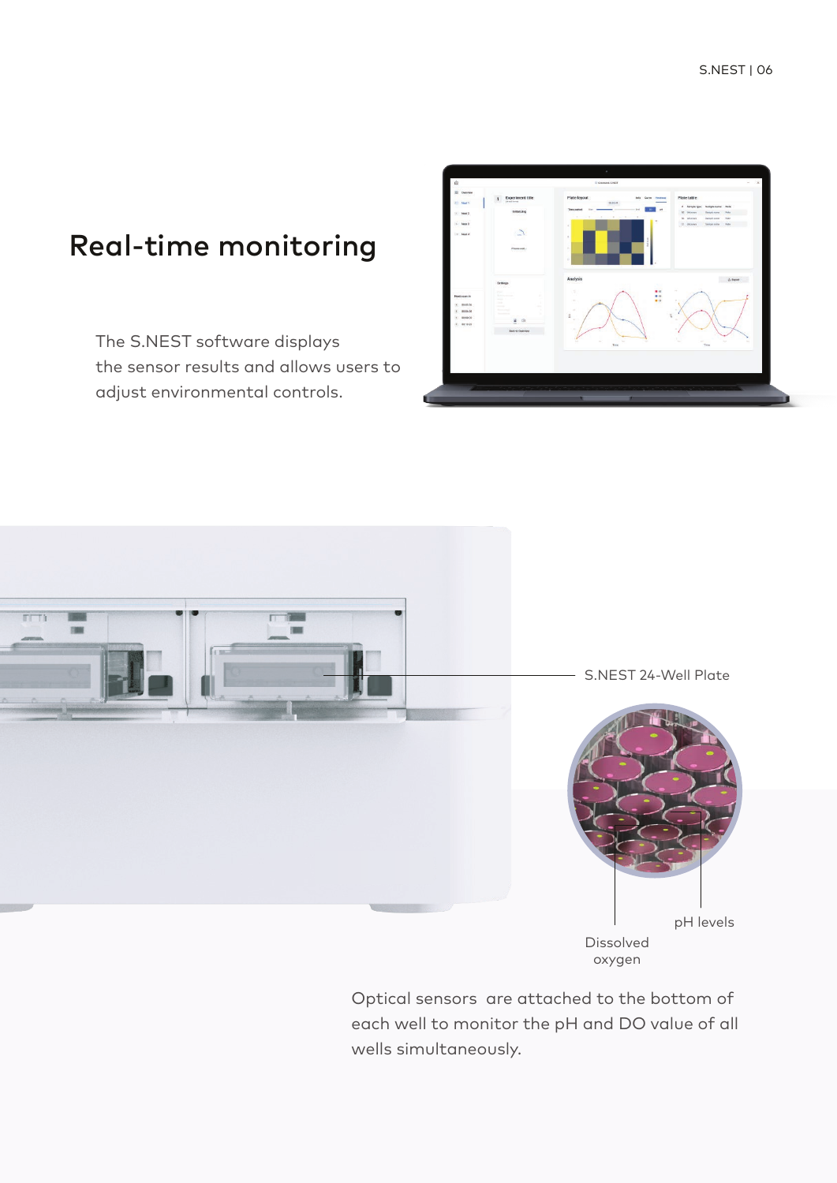# Real-time monitoring

The S.NEST software displays the sensor results and allows users to adjust environmental controls.

S.NEST 24-Well Plate

pH levels

Dissolved oxygen

Optical sensors are attached to the bottom of each well to monitor the pH and DO value of all wells simultaneously.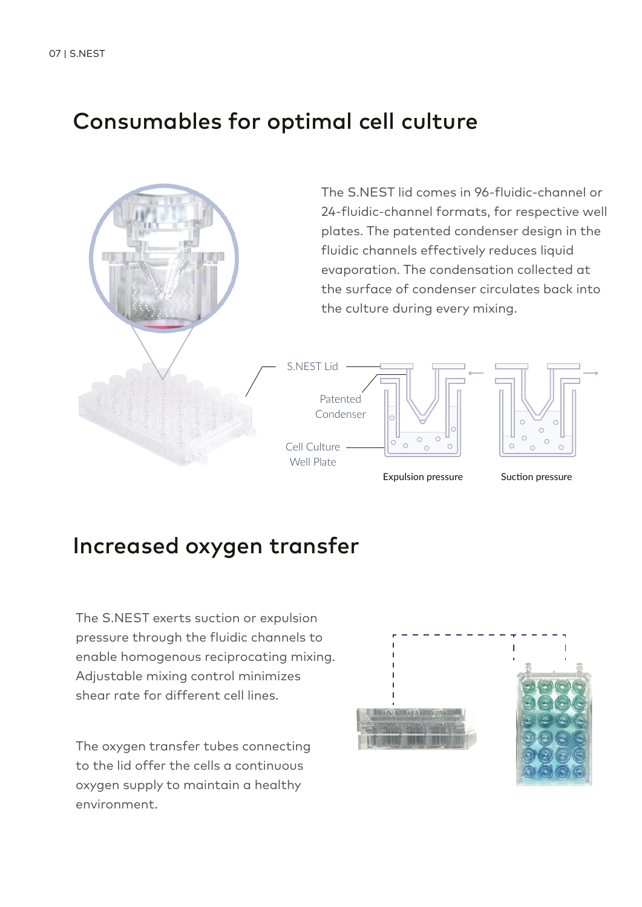# Consumables for optimal cell culture

The S.NEST lid comes in 96-fluidic-channel or 24-fluidic-channel formats, for respective well plates. The patented condenser design in the fluidic channels effectively reduces liquid evaporation. The condensation collected at the surface of condenser circulates back into the culture during every mixing.

S.NEST Lid

Patented Condenser

Cell Culture Well Plate

Expulsion pressure

Suction pressure

# Increased oxygen transfer

The S.NEST exerts suction or expulsion pressure through the fluidic channels to enable homogenous reciprocating mixing. Adjustable mixing control minimizes shear rate for different cell lines.

The oxygen transfer tubes connecting to the lid offer the cells a continuous oxygen supply to maintain a healthy environment.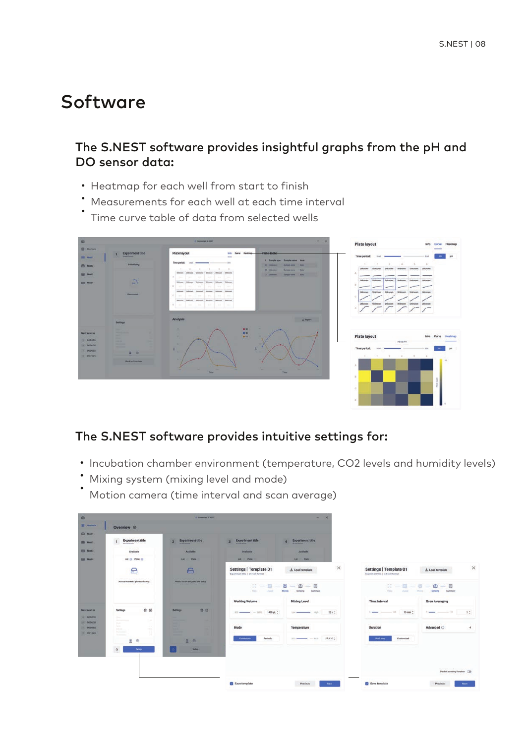# Software

### The S.NEST software provides insightful graphs from the pH and DO sensor data:

- Heatmap for each well from start to finish
- Measurements for each well at each time interval
- Time curve table of data from selected wells

### The S.NEST software provides intuitive settings for:

- Incubation chamber environment (temperature, $CO_2$ levels and humidity levels)
- Mixing system (mixing level and mode)
- Motion camera (time interval and scan average)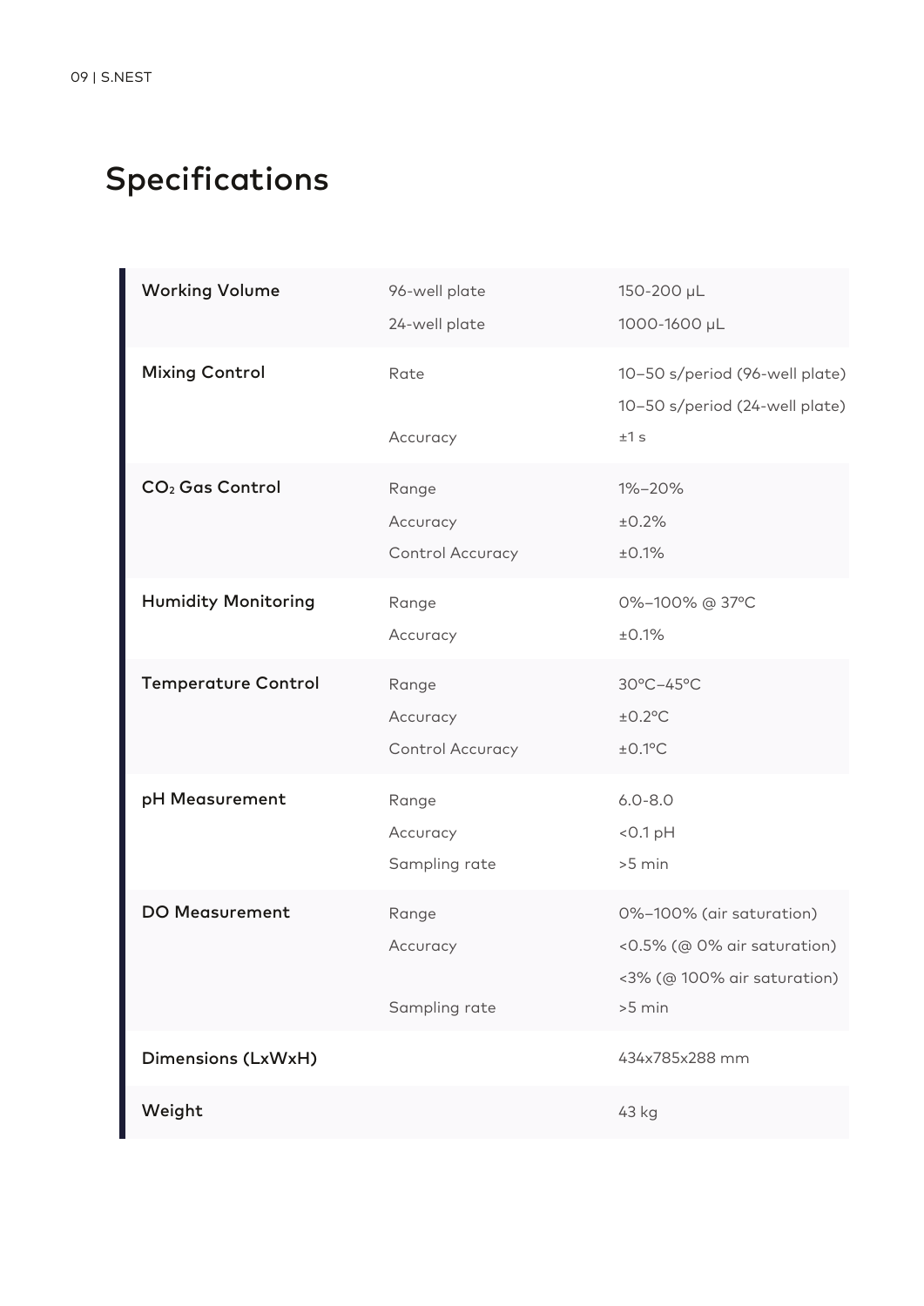## Specifications

| | | |
|---|---|---|
| **Working Volume** | 96-well plate | 150-200 μL |
| | 24-well plate | 1000-1600 μL |
| **Mixing Control** | Rate | 10–50 s/period (96-well plate) |
| | | 10–50 s/period (24-well plate) |
| | Accuracy | ±1 s |
| **$CO_2$ Gas Control** | Range | 1%–20% |
| | Accuracy | ±0.2% |
| | Control Accuracy | ±0.1% |
| **Humidity Monitoring** | Range | 0%–100% @ 37°C |
| | Accuracy | ±0.1% |
| **Temperature Control** | Range | 30°C–45°C |
| | Accuracy | ±0.2°C |
| | Control Accuracy | ±0.1°C |
| **pH Measurement** | Range | 6.0-8.0 |
| | Accuracy | <0.1 pH |
| | Sampling rate | >5 min |
| **DO Measurement** | Range | 0%–100% (air saturation) |
| | Accuracy | <0.5% (@ 0% air saturation) |
| | | <3% (@ 100% air saturation) |
| | Sampling rate | >5 min |
| **Dimensions (LxWxH)** | | 434x785x288 mm |
| **Weight** | | 43 kg |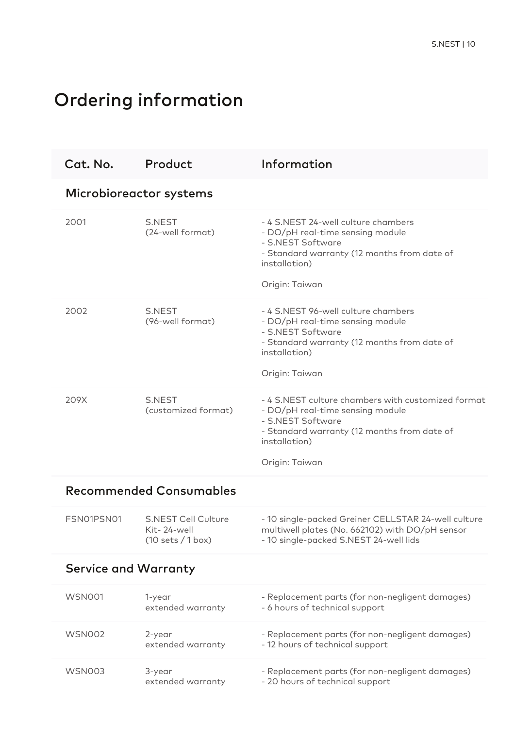# Ordering information

| Cat. No. | Product | Information |
|---|---|---|
| **Microbioreactor systems** | | |
| 2001 | S.NEST (24-well format) | - 4 S.NEST 24-well culture chambers<br>- DO/pH real-time sensing module<br>- S.NEST Software<br>- Standard warranty (12 months from date of installation)<br><br>Origin: Taiwan |
| 2002 | S.NEST (96-well format) | - 4 S.NEST 96-well culture chambers<br>- DO/pH real-time sensing module<br>- S.NEST Software<br>- Standard warranty (12 months from date of installation)<br><br>Origin: Taiwan |
| 209X | S.NEST (customized format) | - 4 S.NEST culture chambers with customized format<br>- DO/pH real-time sensing module<br>- S.NEST Software<br>- Standard warranty (12 months from date of installation)<br><br>Origin: Taiwan |
| **Recommended Consumables** | | |
| FSN01PSN01 | S.NEST Cell Culture Kit- 24-well (10 sets / 1 box) | - 10 single-packed Greiner CELLSTAR 24-well culture multiwell plates (No. 662102) with DO/pH sensor<br>- 10 single-packed S.NEST 24-well lids |
| **Service and Warranty** | | |
| WSN001 | 1-year extended warranty | - Replacement parts (for non-negligent damages)<br>- 6 hours of technical support |
| WSN002 | 2-year extended warranty | - Replacement parts (for non-negligent damages)<br>- 12 hours of technical support |
| WSN003 | 3-year extended warranty | - Replacement parts (for non-negligent damages)<br>- 20 hours of technical support |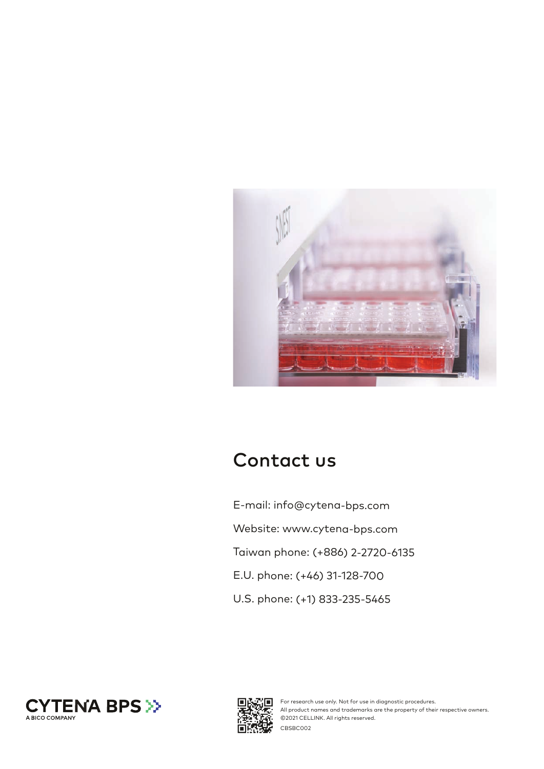## Contact us

E-mail: info@cytena-bps.com

Website: www.cytena-bps.com

Taiwan phone: (+886) 2-2720-6135

E.U. phone: (+46) 31-128-700

U.S. phone: (+1) 833-235-5465

CYTENA BPS
A BICO COMPANY

For research use only. Not for use in diagnostic procedures.
All product names and trademarks are the property of their respective owners.
©2021 CELLINK. All rights reserved.

CBSBC002